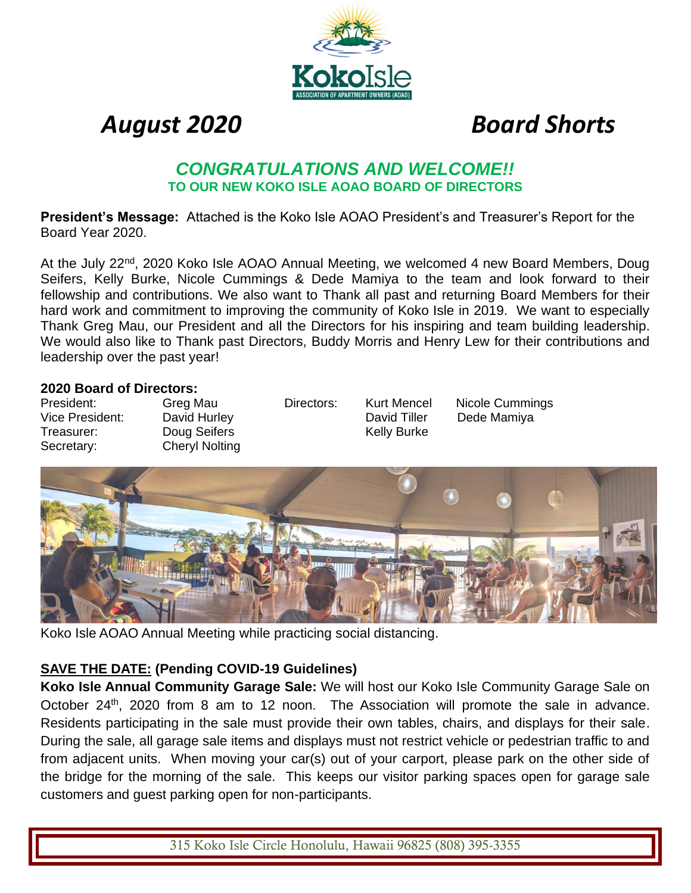# August 2020 Board Shorts

## CONGRATULATIONS AND WELCOME!!

**TO OUR NEW KOKO ISLE AOAO BOARD OF DIRECTORS**

**President's Message:** Attached is the Koko Isle AOAO President's and Treasurer's Report for the Board Year 2020.

At the July 22nd, 2020 Koko Isle AOAO Annual Meeting, we welcomed 4 new Board Members, Doug Seifers, Kelly Burke, Nicole Cummings & Dede Mamiya to the team and look forward to their fellowship and contributions. We also want to Thank all past and returning Board Members for their hard work and commitment to improving the community of Koko Isle in 2019. We want to especially Thank Greg Mau, our President and all the Directors for his inspiring and team building leadership. We would also like to Thank past Directors, Buddy Morris and Henry Lew for their contributions and leadership over the past year!

**2020 Board of Directors:**

| | | | | |
|---|---|---|---|---|
| President: | Greg Mau | Directors: | Kurt Mencel | Nicole Cummings |
| Vice President: | David Hurley | | David Tiller | Dede Mamiya |
| Treasurer: | Doug Seifers | | Kelly Burke | |
| Secretary: | Cheryl Nolting | | | |

Koko Isle AOAO Annual Meeting while practicing social distancing.

**<u>SAVE THE DATE:</u> (Pending COVID-19 Guidelines)**

**Koko Isle Annual Community Garage Sale:** We will host our Koko Isle Community Garage Sale on October 24th, 2020 from 8 am to 12 noon. The Association will promote the sale in advance. Residents participating in the sale must provide their own tables, chairs, and displays for their sale. During the sale, all garage sale items and displays must not restrict vehicle or pedestrian traffic to and from adjacent units. When moving your car(s) out of your carport, please park on the other side of the bridge for the morning of the sale. This keeps our visitor parking spaces open for garage sale customers and guest parking open for non-participants.

315 Koko Isle Circle Honolulu, Hawaii 96825 (808) 395-3355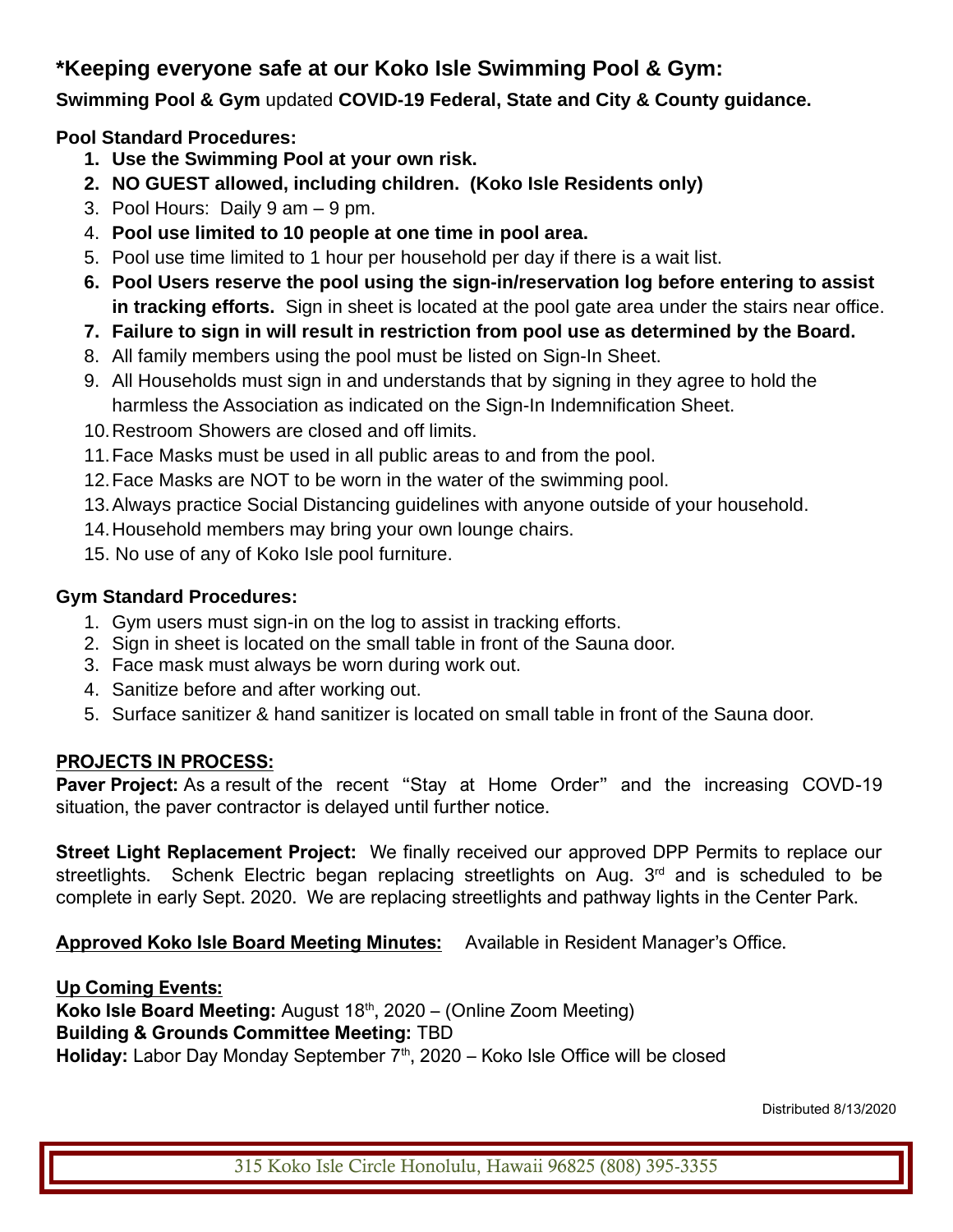## *Keeping everyone safe at our Koko Isle Swimming Pool & Gym:

**Swimming Pool & Gym** updated **COVID-19 Federal, State and City & County guidance.**

**Pool Standard Procedures:**

1. **Use the Swimming Pool at your own risk.**
2. **NO GUEST allowed, including children. (Koko Isle Residents only)**
3. Pool Hours: Daily 9 am – 9 pm.
4. **Pool use limited to 10 people at one time in pool area.**
5. Pool use time limited to 1 hour per household per day if there is a wait list.
6. **Pool Users reserve the pool using the sign-in/reservation log before entering to assist in tracking efforts.** Sign in sheet is located at the pool gate area under the stairs near office.
7. **Failure to sign in will result in restriction from pool use as determined by the Board.**
8. All family members using the pool must be listed on Sign-In Sheet.
9. All Households must sign in and understands that by signing in they agree to hold the harmless the Association as indicated on the Sign-In Indemnification Sheet.
10. Restroom Showers are closed and off limits.
11. Face Masks must be used in all public areas to and from the pool.
12. Face Masks are NOT to be worn in the water of the swimming pool.
13. Always practice Social Distancing guidelines with anyone outside of your household.
14. Household members may bring your own lounge chairs.
15. No use of any of Koko Isle pool furniture.

**Gym Standard Procedures:**

1. Gym users must sign-in on the log to assist in tracking efforts.
2. Sign in sheet is located on the small table in front of the Sauna door.
3. Face mask must always be worn during work out.
4. Sanitize before and after working out.
5. Surface sanitizer & hand sanitizer is located on small table in front of the Sauna door.

**PROJECTS IN PROCESS:**

**Paver Project:** As a result of the recent "Stay at Home Order" and the increasing COVID-19 situation, the paver contractor is delayed until further notice.

**Street Light Replacement Project:** We finally received our approved DPP Permits to replace our streetlights. Schenk Electric began replacing streetlights on Aug. 3rd and is scheduled to be complete in early Sept. 2020. We are replacing streetlights and pathway lights in the Center Park.

**Approved Koko Isle Board Meeting Minutes:** Available in Resident Manager's Office.

**Up Coming Events:**

**Koko Isle Board Meeting:** August 18th, 2020 – (Online Zoom Meeting)
**Building & Grounds Committee Meeting:** TBD
**Holiday:** Labor Day Monday September 7th, 2020 – Koko Isle Office will be closed

Distributed 8/13/2020

315 Koko Isle Circle Honolulu, Hawaii 96825 (808) 395-3355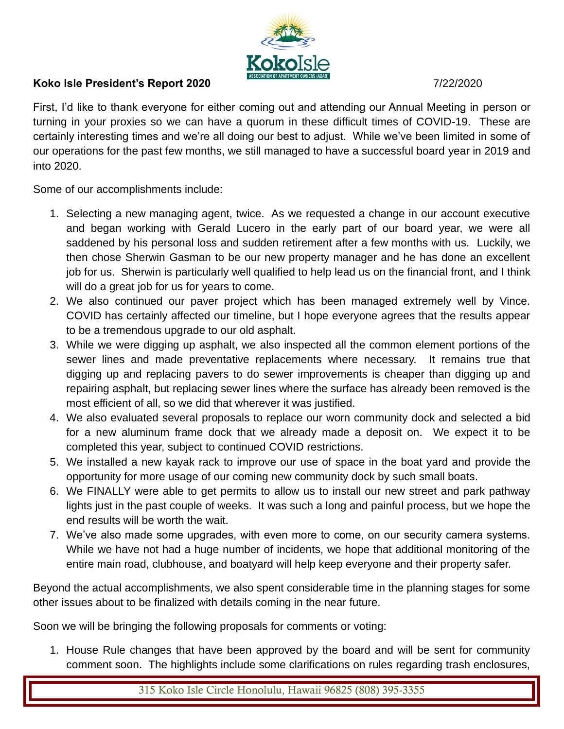**Koko Isle President's Report 2020** 7/22/2020

First, I'd like to thank everyone for either coming out and attending our Annual Meeting in person or turning in your proxies so we can have a quorum in these difficult times of COVID-19. These are certainly interesting times and we're all doing our best to adjust. While we've been limited in some of our operations for the past few months, we still managed to have a successful board year in 2019 and into 2020.

Some of our accomplishments include:

1. Selecting a new managing agent, twice. As we requested a change in our account executive and began working with Gerald Lucero in the early part of our board year, we were all saddened by his personal loss and sudden retirement after a few months with us. Luckily, we then chose Sherwin Gasman to be our new property manager and he has done an excellent job for us. Sherwin is particularly well qualified to help lead us on the financial front, and I think will do a great job for us for years to come.
2. We also continued our paver project which has been managed extremely well by Vince. COVID has certainly affected our timeline, but I hope everyone agrees that the results appear to be a tremendous upgrade to our old asphalt.
3. While we were digging up asphalt, we also inspected all the common element portions of the sewer lines and made preventative replacements where necessary. It remains true that digging up and replacing pavers to do sewer improvements is cheaper than digging up and repairing asphalt, but replacing sewer lines where the surface has already been removed is the most efficient of all, so we did that wherever it was justified.
4. We also evaluated several proposals to replace our worn community dock and selected a bid for a new aluminum frame dock that we already made a deposit on. We expect it to be completed this year, subject to continued COVID restrictions.
5. We installed a new kayak rack to improve our use of space in the boat yard and provide the opportunity for more usage of our coming new community dock by such small boats.
6. We FINALLY were able to get permits to allow us to install our new street and park pathway lights just in the past couple of weeks. It was such a long and painful process, but we hope the end results will be worth the wait.
7. We've also made some upgrades, with even more to come, on our security camera systems. While we have not had a huge number of incidents, we hope that additional monitoring of the entire main road, clubhouse, and boatyard will help keep everyone and their property safer.

Beyond the actual accomplishments, we also spent considerable time in the planning stages for some other issues about to be finalized with details coming in the near future.

Soon we will be bringing the following proposals for comments or voting:

1. House Rule changes that have been approved by the board and will be sent for community comment soon. The highlights include some clarifications on rules regarding trash enclosures,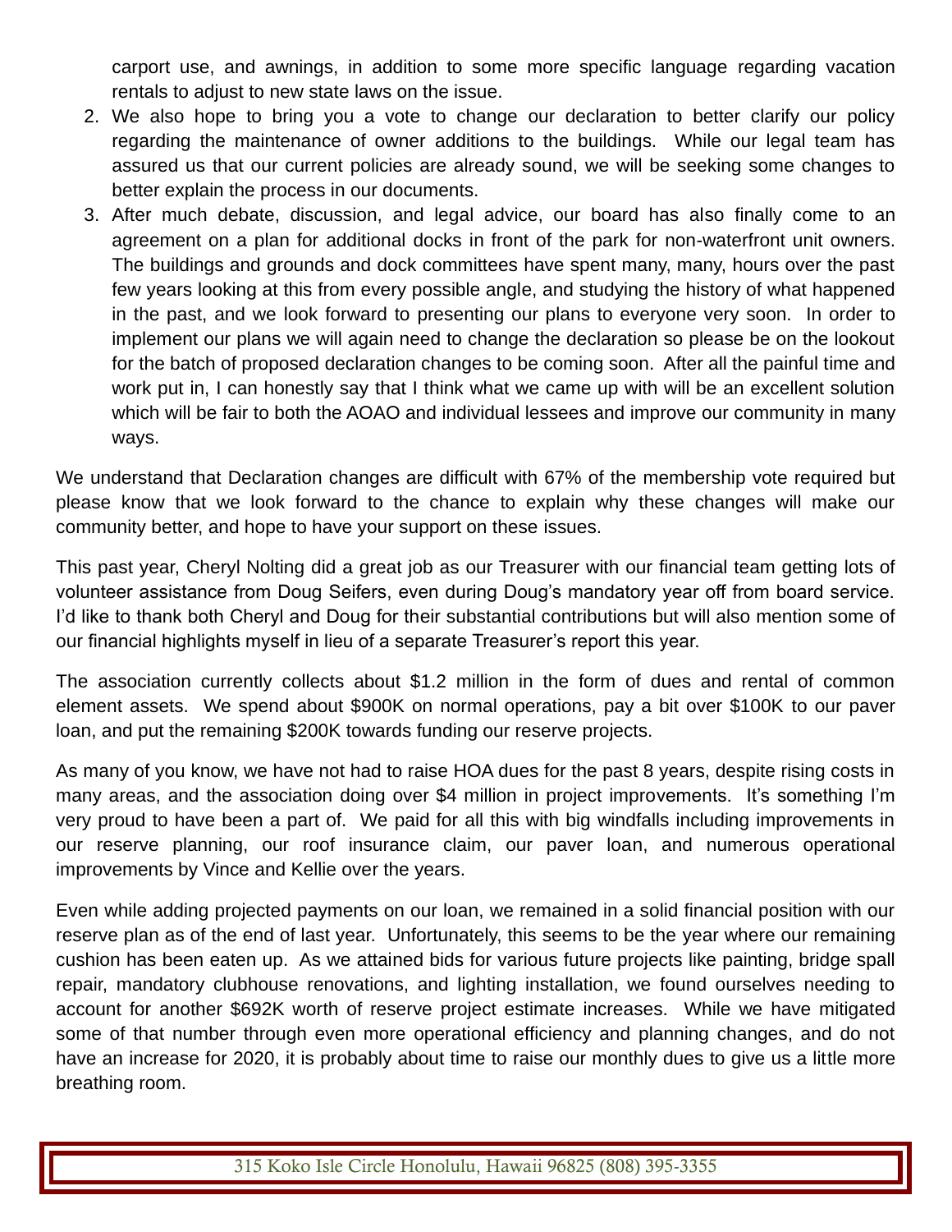carport use, and awnings, in addition to some more specific language regarding vacation rentals to adjust to new state laws on the issue.

2. We also hope to bring you a vote to change our declaration to better clarify our policy regarding the maintenance of owner additions to the buildings. While our legal team has assured us that our current policies are already sound, we will be seeking some changes to better explain the process in our documents.
3. After much debate, discussion, and legal advice, our board has also finally come to an agreement on a plan for additional docks in front of the park for non-waterfront unit owners. The buildings and grounds and dock committees have spent many, many, hours over the past few years looking at this from every possible angle, and studying the history of what happened in the past, and we look forward to presenting our plans to everyone very soon. In order to implement our plans we will again need to change the declaration so please be on the lookout for the batch of proposed declaration changes to be coming soon. After all the painful time and work put in, I can honestly say that I think what we came up with will be an excellent solution which will be fair to both the AOAO and individual lessees and improve our community in many ways.

We understand that Declaration changes are difficult with 67% of the membership vote required but please know that we look forward to the chance to explain why these changes will make our community better, and hope to have your support on these issues.

This past year, Cheryl Nolting did a great job as our Treasurer with our financial team getting lots of volunteer assistance from Doug Seifers, even during Doug's mandatory year off from board service. I'd like to thank both Cheryl and Doug for their substantial contributions but will also mention some of our financial highlights myself in lieu of a separate Treasurer's report this year.

The association currently collects about $1.2 million in the form of dues and rental of common element assets. We spend about $900K on normal operations, pay a bit over $100K to our paver loan, and put the remaining $200K towards funding our reserve projects.

As many of you know, we have not had to raise HOA dues for the past 8 years, despite rising costs in many areas, and the association doing over $4 million in project improvements. It's something I'm very proud to have been a part of. We paid for all this with big windfalls including improvements in our reserve planning, our roof insurance claim, our paver loan, and numerous operational improvements by Vince and Kellie over the years.

Even while adding projected payments on our loan, we remained in a solid financial position with our reserve plan as of the end of last year. Unfortunately, this seems to be the year where our remaining cushion has been eaten up. As we attained bids for various future projects like painting, bridge spall repair, mandatory clubhouse renovations, and lighting installation, we found ourselves needing to account for another $692K worth of reserve project estimate increases. While we have mitigated some of that number through even more operational efficiency and planning changes, and do not have an increase for 2020, it is probably about time to raise our monthly dues to give us a little more breathing room.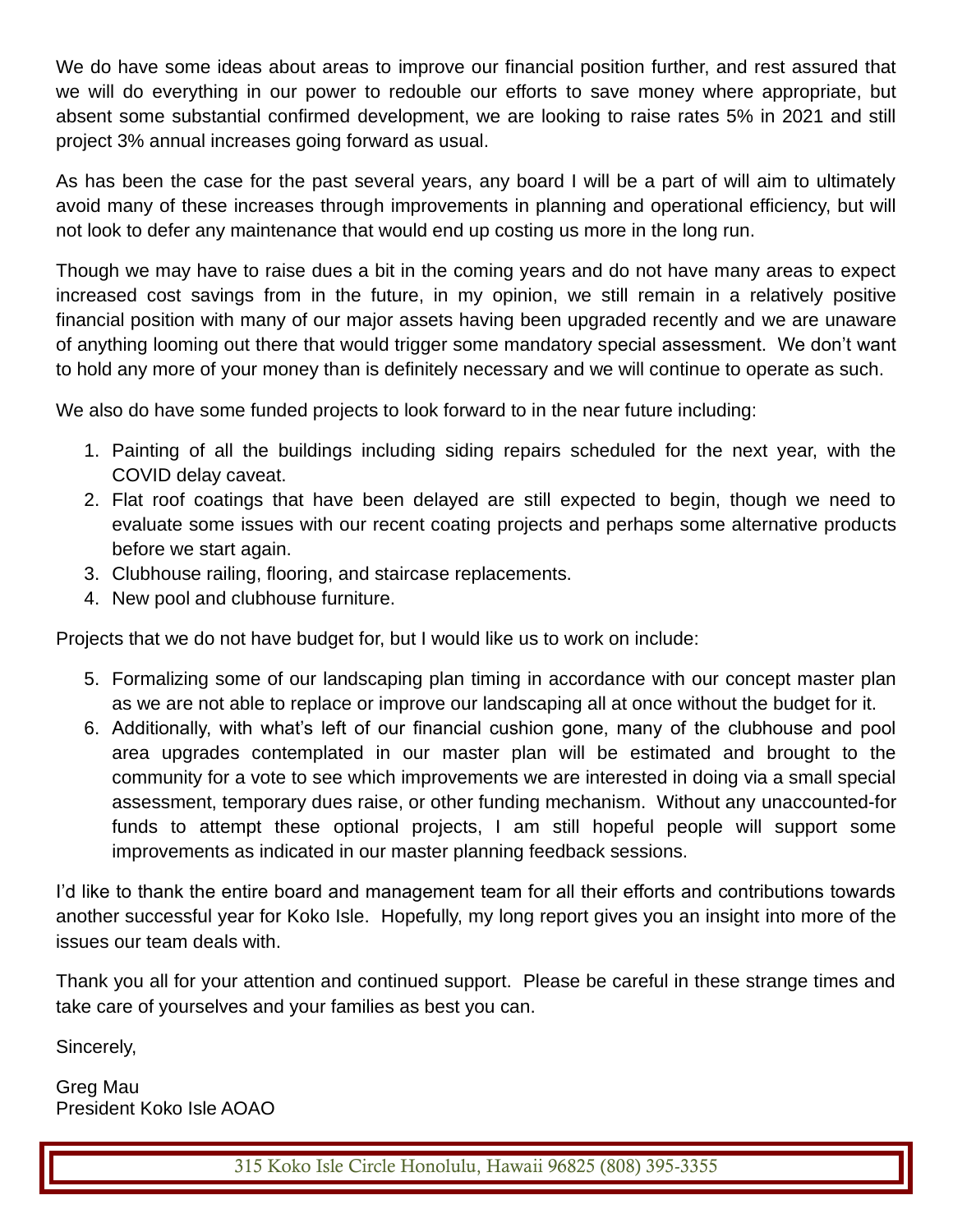We do have some ideas about areas to improve our financial position further, and rest assured that we will do everything in our power to redouble our efforts to save money where appropriate, but absent some substantial confirmed development, we are looking to raise rates 5% in 2021 and still project 3% annual increases going forward as usual.

As has been the case for the past several years, any board I will be a part of will aim to ultimately avoid many of these increases through improvements in planning and operational efficiency, but will not look to defer any maintenance that would end up costing us more in the long run.

Though we may have to raise dues a bit in the coming years and do not have many areas to expect increased cost savings from in the future, in my opinion, we still remain in a relatively positive financial position with many of our major assets having been upgraded recently and we are unaware of anything looming out there that would trigger some mandatory special assessment. We don't want to hold any more of your money than is definitely necessary and we will continue to operate as such.

We also do have some funded projects to look forward to in the near future including:

1. Painting of all the buildings including siding repairs scheduled for the next year, with the COVID delay caveat.
2. Flat roof coatings that have been delayed are still expected to begin, though we need to evaluate some issues with our recent coating projects and perhaps some alternative products before we start again.
3. Clubhouse railing, flooring, and staircase replacements.
4. New pool and clubhouse furniture.

Projects that we do not have budget for, but I would like us to work on include:

5. Formalizing some of our landscaping plan timing in accordance with our concept master plan as we are not able to replace or improve our landscaping all at once without the budget for it.
6. Additionally, with what's left of our financial cushion gone, many of the clubhouse and pool area upgrades contemplated in our master plan will be estimated and brought to the community for a vote to see which improvements we are interested in doing via a small special assessment, temporary dues raise, or other funding mechanism. Without any unaccounted-for funds to attempt these optional projects, I am still hopeful people will support some improvements as indicated in our master planning feedback sessions.

I'd like to thank the entire board and management team for all their efforts and contributions towards another successful year for Koko Isle. Hopefully, my long report gives you an insight into more of the issues our team deals with.

Thank you all for your attention and continued support. Please be careful in these strange times and take care of yourselves and your families as best you can.

Sincerely,

Greg Mau
President Koko Isle AOAO

315 Koko Isle Circle Honolulu, Hawaii 96825 (808) 395-3355